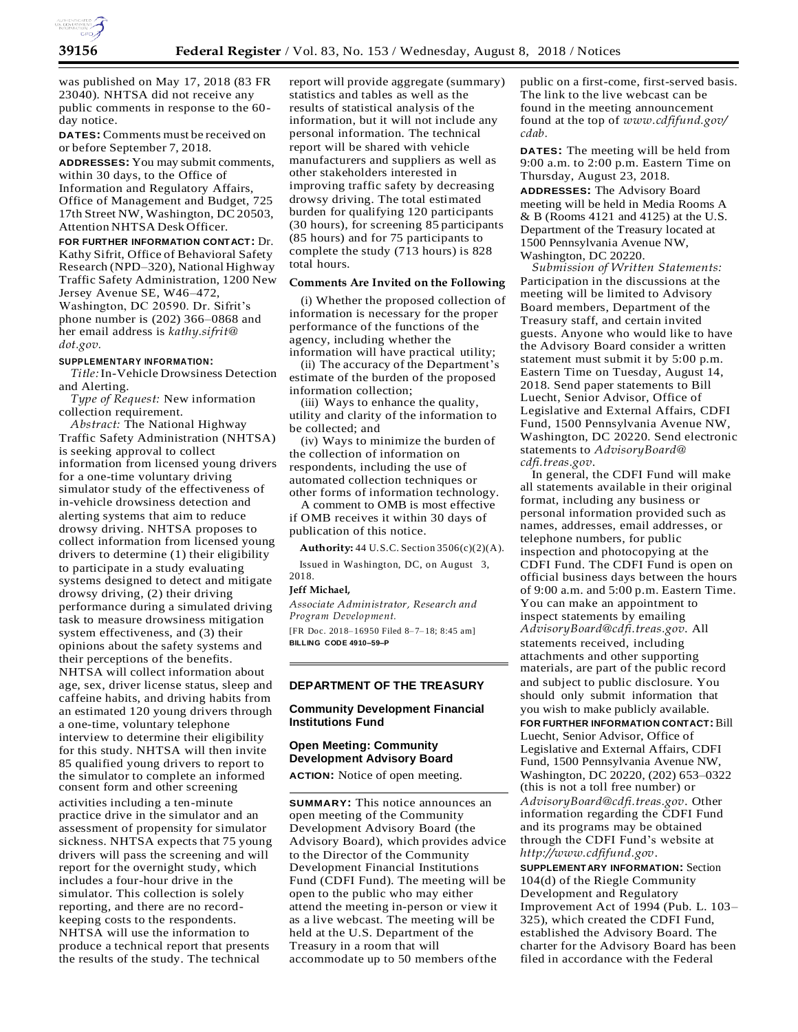was published on May 17, 2018 (83 FR 23040). NHTSA did not receive any public comments in response to the 60-day notice.

**DATES:** Comments must be received on or before September 7, 2018.

**ADDRESSES:** You may submit comments, within 30 days, to the Office of Information and Regulatory Affairs, Office of Management and Budget, 725 17th Street NW, Washington, DC 20503, Attention NHTSA Desk Officer.

**FOR FURTHER INFORMATION CONTACT:** Dr. Kathy Sifrit, Office of Behavioral Safety Research (NPD–320), National Highway Traffic Safety Administration, 1200 New Jersey Avenue SE, W46–472, Washington, DC 20590. Dr. Sifrit's phone number is (202) 366–0868 and her email address is *kathy.sifrit@dot.gov.*

**SUPPLEMENTARY INFORMATION:**

*Title:* In-Vehicle Drowsiness Detection and Alerting.

*Type of Request:* New information collection requirement.

*Abstract:* The National Highway Traffic Safety Administration (NHTSA) is seeking approval to collect information from licensed young drivers for a one-time voluntary driving simulator study of the effectiveness of in-vehicle drowsiness detection and alerting systems that aim to reduce drowsy driving. NHTSA proposes to collect information from licensed young drivers to determine (1) their eligibility to participate in a study evaluating systems designed to detect and mitigate drowsy driving, (2) their driving performance during a simulated driving task to measure drowsiness mitigation system effectiveness, and (3) their opinions about the safety systems and their perceptions of the benefits. NHTSA will collect information about age, sex, driver license status, sleep and caffeine habits, and driving habits from an estimated 120 young drivers through a one-time, voluntary telephone interview to determine their eligibility for this study. NHTSA will then invite 85 qualified young drivers to report to the simulator to complete an informed consent form and other screening activities including a ten-minute practice drive in the simulator and an assessment of propensity for simulator sickness. NHTSA expects that 75 young drivers will pass the screening and will report for the overnight study, which includes a four-hour drive in the simulator. This collection is solely reporting, and there are no record-keeping costs to the respondents. NHTSA will use the information to produce a technical report that presents the results of the study. The technical report will provide aggregate (summary) statistics and tables as well as the results of statistical analysis of the information, but it will not include any personal information. The technical report will be shared with vehicle manufacturers and suppliers as well as other stakeholders interested in improving traffic safety by decreasing drowsy driving. The total estimated burden for qualifying 120 participants (30 hours), for screening 85 participants (85 hours) and for 75 participants to complete the study (713 hours) is 828 total hours.

### Comments Are Invited on the Following

(i) Whether the proposed collection of information is necessary for the proper performance of the functions of the agency, including whether the information will have practical utility;

(ii) The accuracy of the Department's estimate of the burden of the proposed information collection;

(iii) Ways to enhance the quality, utility and clarity of the information to be collected; and

(iv) Ways to minimize the burden of the collection of information on respondents, including the use of automated collection techniques or other forms of information technology.

A comment to OMB is most effective if OMB receives it within 30 days of publication of this notice.

**Authority:** 44 U.S.C. Section 3506(c)(2)(A).

Issued in Washington, DC, on August 3, 2018.

**Jeff Michael,**

*Associate Administrator, Research and Program Development.*

[FR Doc. 2018–16950 Filed 8–7–18; 8:45 am]

**BILLING CODE 4910–59–P**

## DEPARTMENT OF THE TREASURY

### Community Development Financial Institutions Fund

### Open Meeting: Community Development Advisory Board

**ACTION:** Notice of open meeting.

**SUMMARY:** This notice announces an open meeting of the Community Development Advisory Board (the Advisory Board), which provides advice to the Director of the Community Development Financial Institutions Fund (CDFI Fund). The meeting will be open to the public who may either attend the meeting in-person or view it as a live webcast. The meeting will be held at the U.S. Department of the Treasury in a room that will accommodate up to 50 members of the public on a first-come, first-served basis. The link to the live webcast can be found in the meeting announcement found at the top of *www.cdfifund.gov/cdab.*

**DATES:** The meeting will be held from 9:00 a.m. to 2:00 p.m. Eastern Time on Thursday, August 23, 2018.

**ADDRESSES:** The Advisory Board meeting will be held in Media Rooms A & B (Rooms 4121 and 4125) at the U.S. Department of the Treasury located at 1500 Pennsylvania Avenue NW, Washington, DC 20220.

*Submission of Written Statements:* Participation in the discussions at the meeting will be limited to Advisory Board members, Department of the Treasury staff, and certain invited guests. Anyone who would like to have the Advisory Board consider a written statement must submit it by 5:00 p.m. Eastern Time on Tuesday, August 14, 2018. Send paper statements to Bill Luecht, Senior Advisor, Office of Legislative and External Affairs, CDFI Fund, 1500 Pennsylvania Avenue NW, Washington, DC 20220. Send electronic statements to *AdvisoryBoard@cdfi.treas.gov.*

In general, the CDFI Fund will make all statements available in their original format, including any business or personal information provided such as names, addresses, email addresses, or telephone numbers, for public inspection and photocopying at the CDFI Fund. The CDFI Fund is open on official business days between the hours of 9:00 a.m. and 5:00 p.m. Eastern Time. You can make an appointment to inspect statements by emailing *AdvisoryBoard@cdfi.treas.gov.* All statements received, including attachments and other supporting materials, are part of the public record and subject to public disclosure. You should only submit information that you wish to make publicly available.

**FOR FURTHER INFORMATION CONTACT:** Bill Luecht, Senior Advisor, Office of Legislative and External Affairs, CDFI Fund, 1500 Pennsylvania Avenue NW, Washington, DC 20220, (202) 653–0322 (this is not a toll free number) or *AdvisoryBoard@cdfi.treas.gov.* Other information regarding the CDFI Fund and its programs may be obtained through the CDFI Fund's website at *http://www.cdfifund.gov.*

**SUPPLEMENTARY INFORMATION:** Section 104(d) of the Riegle Community Development and Regulatory Improvement Act of 1994 (Pub. L. 103–325), which created the CDFI Fund, established the Advisory Board. The charter for the Advisory Board has been filed in accordance with the Federal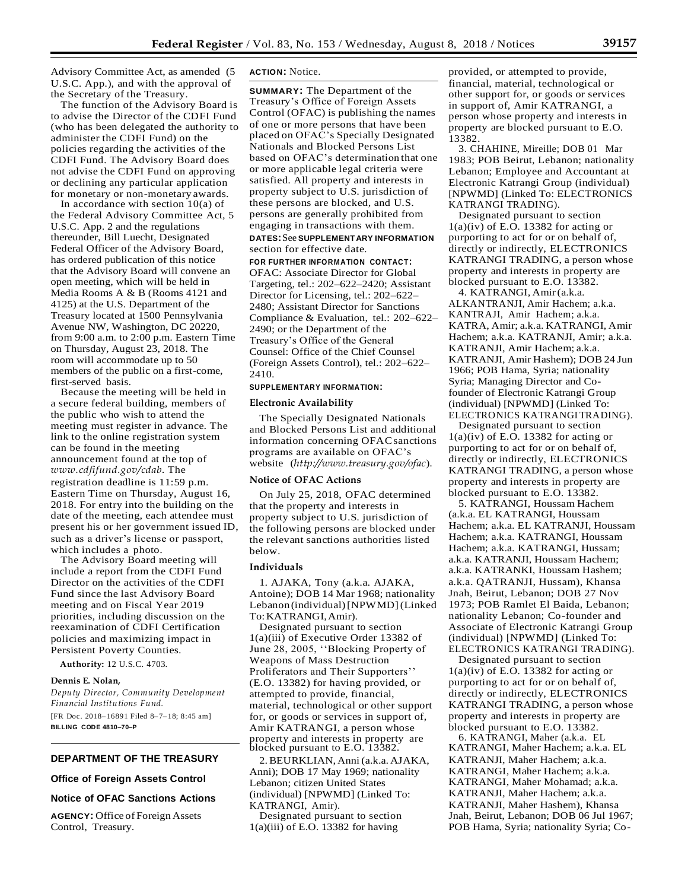Advisory Committee Act, as amended (5 U.S.C. App.), and with the approval of the Secretary of the Treasury.

The function of the Advisory Board is to advise the Director of the CDFI Fund (who has been delegated the authority to administer the CDFI Fund) on the policies regarding the activities of the CDFI Fund. The Advisory Board does not advise the CDFI Fund on approving or declining any particular application for monetary or non-monetary awards.

In accordance with section 10(a) of the Federal Advisory Committee Act, 5 U.S.C. App. 2 and the regulations thereunder, Bill Luecht, Designated Federal Officer of the Advisory Board, has ordered publication of this notice that the Advisory Board will convene an open meeting, which will be held in Media Rooms A & B (Rooms 4121 and 4125) at the U.S. Department of the Treasury located at 1500 Pennsylvania Avenue NW, Washington, DC 20220, from 9:00 a.m. to 2:00 p.m. Eastern Time on Thursday, August 23, 2018. The room will accommodate up to 50 members of the public on a first-come, first-served basis.

Because the meeting will be held in a secure federal building, members of the public who wish to attend the meeting must register in advance. The link to the online registration system can be found in the meeting announcement found at the top of *www.cdfifund.gov/cdab*. The registration deadline is 11:59 p.m. Eastern Time on Thursday, August 16, 2018. For entry into the building on the date of the meeting, each attendee must present his or her government issued ID, such as a driver's license or passport, which includes a photo.

The Advisory Board meeting will include a report from the CDFI Fund Director on the activities of the CDFI Fund since the last Advisory Board meeting and on Fiscal Year 2019 priorities, including discussion on the reexamination of CDFI Certification policies and maximizing impact in Persistent Poverty Counties.

**Authority:** 12 U.S.C. 4703.

**Dennis E. Nolan,**

*Deputy Director, Community Development Financial Institutions Fund.*

[FR Doc. 2018–16891 Filed 8–7–18; 8:45 am]

**BILLING CODE 4810–70–P**

## DEPARTMENT OF THE TREASURY

### Office of Foreign Assets Control

### Notice of OFAC Sanctions Actions

**AGENCY:** Office of Foreign Assets Control, Treasury.

**ACTION:** Notice.

**SUMMARY:** The Department of the Treasury's Office of Foreign Assets Control (OFAC) is publishing the names of one or more persons that have been placed on OFAC's Specially Designated Nationals and Blocked Persons List based on OFAC's determination that one or more applicable legal criteria were satisfied. All property and interests in property subject to U.S. jurisdiction of these persons are blocked, and U.S. persons are generally prohibited from engaging in transactions with them.

**DATES:** See **SUPPLEMENTARY INFORMATION** section for effective date.

**FOR FURTHER INFORMATION CONTACT:** OFAC: Associate Director for Global Targeting, tel.: 202–622–2420; Assistant Director for Licensing, tel.: 202–622–2480; Assistant Director for Sanctions Compliance & Evaluation, tel.: 202–622–2490; or the Department of the Treasury's Office of the General Counsel: Office of the Chief Counsel (Foreign Assets Control), tel.: 202–622–2410.

**SUPPLEMENTARY INFORMATION:**

**Electronic Availability**

The Specially Designated Nationals and Blocked Persons List and additional information concerning OFAC sanctions programs are available on OFAC's website (*http://www.treasury.gov/ofac*).

**Notice of OFAC Actions**

On July 25, 2018, OFAC determined that the property and interests in property subject to U.S. jurisdiction of the following persons are blocked under the relevant sanctions authorities listed below.

**Individuals**

1. AJAKA, Tony (a.k.a. AJAKA, Antoine); DOB 14 Mar 1968; nationality Lebanon (individual) [NPWMD] (Linked To: KATRANGI, Amir).

Designated pursuant to section 1(a)(iii) of Executive Order 13382 of June 28, 2005, ''Blocking Property of Weapons of Mass Destruction Proliferators and Their Supporters'' (E.O. 13382) for having provided, or attempted to provide, financial, material, technological or other support for, or goods or services in support of, Amir KATRANGI, a person whose property and interests in property are blocked pursuant to E.O. 13382.

2. BEURKLIAN, Anni (a.k.a. AJAKA, Anni); DOB 17 May 1969; nationality Lebanon; citizen United States (individual) [NPWMD] (Linked To: KATRANGI, Amir).

Designated pursuant to section 1(a)(iii) of E.O. 13382 for having provided, or attempted to provide, financial, material, technological or other support for, or goods or services in support of, Amir KATRANGI, a person whose property and interests in property are blocked pursuant to E.O. 13382.

3. CHAHINE, Mireille; DOB 01 Mar 1983; POB Beirut, Lebanon; nationality Lebanon; Employee and Accountant at Electronic Katrangi Group (individual) [NPWMD] (Linked To: ELECTRONICS KATRANGI TRADING).

Designated pursuant to section 1(a)(iv) of E.O. 13382 for acting or purporting to act for or on behalf of, directly or indirectly, ELECTRONICS KATRANGI TRADING, a person whose property and interests in property are blocked pursuant to E.O. 13382.

4. KATRANGI, Amir (a.k.a. ALKANTRANJI, Amir Hachem; a.k.a. KANTRAJI, Amir Hachem; a.k.a. KATRA, Amir; a.k.a. KATRANGI, Amir Hachem; a.k.a. KATRANJI, Amir; a.k.a. KATRANJI, Amir Hachem; a.k.a. KATRANJI, Amir Hashem); DOB 24 Jun 1966; POB Hama, Syria; nationality Syria; Managing Director and Co-founder of Electronic Katrangi Group (individual) [NPWMD] (Linked To: ELECTRONICS KATRANGI TRADING).

Designated pursuant to section 1(a)(iv) of E.O. 13382 for acting or purporting to act for or on behalf of, directly or indirectly, ELECTRONICS KATRANGI TRADING, a person whose property and interests in property are blocked pursuant to E.O. 13382.

5. KATRANGI, Houssam Hachem (a.k.a. EL KATRANGI, Houssam Hachem; a.k.a. EL KATRANJI, Houssam Hachem; a.k.a. KATRANGI, Houssam Hachem; a.k.a. KATRANGI, Hussam; a.k.a. KATRANJI, Houssam Hachem; a.k.a. KATRANKI, Houssam Hashem; a.k.a. QATRANJI, Hussam), Khansa Jnah, Beirut, Lebanon; DOB 27 Nov 1973; POB Ramlet El Baida, Lebanon; nationality Lebanon; Co-founder and Associate of Electronic Katrangi Group (individual) [NPWMD] (Linked To: ELECTRONICS KATRANGI TRADING).

Designated pursuant to section 1(a)(iv) of E.O. 13382 for acting or purporting to act for or on behalf of, directly or indirectly, ELECTRONICS KATRANGI TRADING, a person whose property and interests in property are blocked pursuant to E.O. 13382.

6. KATRANGI, Maher (a.k.a. EL KATRANGI, Maher Hachem; a.k.a. EL KATRANJI, Maher Hachem; a.k.a. KATRANGI, Maher Hachem; a.k.a. KATRANGI, Maher Mohamad; a.k.a. KATRANJI, Maher Hachem; a.k.a. KATRANJI, Maher Hashem), Khansa Jnah, Beirut, Lebanon; DOB 06 Jul 1967; POB Hama, Syria; nationality Syria; Co-